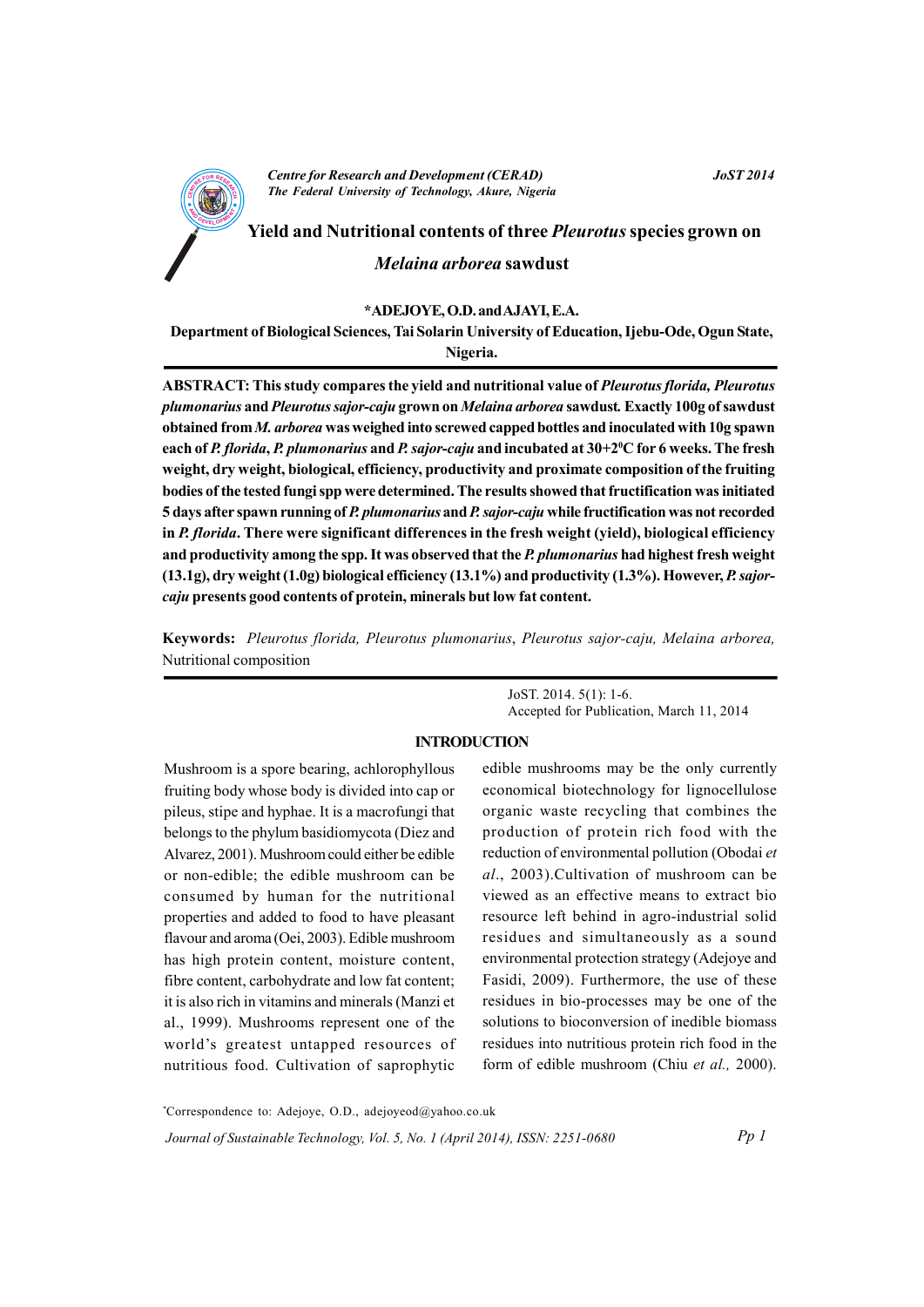# Yield and Nutritional contents of three *Pleurotus* species grown on *Melaina arborea* sawdust

**\*ADEJOYE, O.D. and AJAYI, E.A.**

**Department of Biological Sciences, Tai Solarin University of Education, Ijebu-Ode, Ogun State, Nigeria.**

---

**ABSTRACT: This study compares the yield and nutritional value of *Pleurotus florida, Pleurotus plumonarius* and *Pleurotus sajor-caju* grown on *Melaina arborea* sawdust. Exactly 100g of sawdust obtained from *M. arborea* was weighed into screwed capped bottles and inoculated with 10g spawn each of *P. florida*, *P. plumonarius* and *P. sajor-caju* and incubated at 30+2$^0$C for 6 weeks. The fresh weight, dry weight, biological, efficiency, productivity and proximate composition of the fruiting bodies of the tested fungi spp were determined. The results showed that fructification was initiated 5 days after spawn running of *P. plumonarius* and *P. sajor-caju* while fructification was not recorded in *P. florida*. There were significant differences in the fresh weight (yield), biological efficiency and productivity among the spp. It was observed that the *P. plumonarius* had highest fresh weight (13.1g), dry weight (1.0g) biological efficiency (13.1%) and productivity (1.3%). However, *P. sajor-caju* presents good contents of protein, minerals but low fat content.**

**Keywords:** *Pleurotus florida, Pleurotus plumonarius*, *Pleurotus sajor-caju, Melaina arborea,* Nutritional composition

---

JoST. 2014. 5(1): 1-6.
Accepted for Publication, March 11, 2014

## INTRODUCTION

Mushroom is a spore bearing, achlorophyllous fruiting body whose body is divided into cap or pileus, stipe and hyphae. It is a macrofungi that belongs to the phylum basidiomycota (Diez and Alvarez, 2001). Mushroom could either be edible or non-edible; the edible mushroom can be consumed by human for the nutritional properties and added to food to have pleasant flavour and aroma (Oei, 2003). Edible mushroom has high protein content, moisture content, fibre content, carbohydrate and low fat content; it is also rich in vitamins and minerals (Manzi et al., 1999). Mushrooms represent one of the world's greatest untapped resources of nutritious food. Cultivation of saprophytic edible mushrooms may be the only currently economical biotechnology for lignocellulose organic waste recycling that combines the production of protein rich food with the reduction of environmental pollution (Obodai *et al*., 2003).Cultivation of mushroom can be viewed as an effective means to extract bio resource left behind in agro-industrial solid residues and simultaneously as a sound environmental protection strategy (Adejoye and Fasidi, 2009). Furthermore, the use of these residues in bio-processes may be one of the solutions to bioconversion of inedible biomass residues into nutritious protein rich food in the form of edible mushroom (Chiu *et al.,* 2000).

\*Correspondence to: Adejoye, O.D., adejoyeod@yahoo.co.uk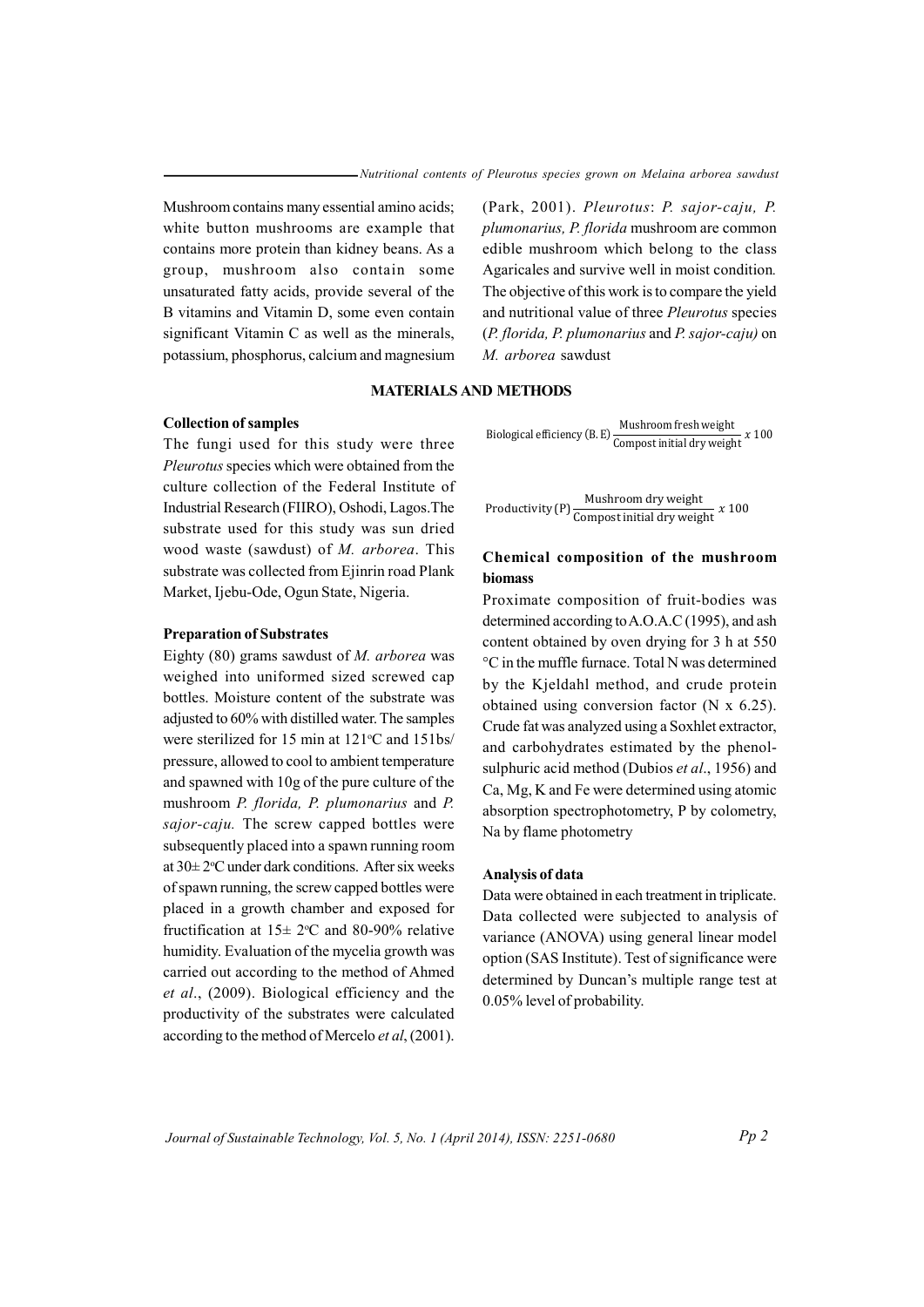Mushroom contains many essential amino acids; white button mushrooms are example that contains more protein than kidney beans. As a group, mushroom also contain some unsaturated fatty acids, provide several of the B vitamins and Vitamin D, some even contain significant Vitamin C as well as the minerals, potassium, phosphorus, calcium and magnesium (Park, 2001). *Pleurotus*: *P. sajor-caju, P. plumonarius, P. florida* mushroom are common edible mushroom which belong to the class Agaricales and survive well in moist condition. The objective of this work is to compare the yield and nutritional value of three *Pleurotus* species (*P. florida, P. plumonarius* and *P. sajor-caju)* on *M. arborea* sawdust

## MATERIALS AND METHODS

### Collection of samples

The fungi used for this study were three *Pleurotus* species which were obtained from the culture collection of the Federal Institute of Industrial Research (FIIRO), Oshodi, Lagos.The substrate used for this study was sun dried wood waste (sawdust) of *M. arborea*. This substrate was collected from Ejinrin road Plank Market, Ijebu-Ode, Ogun State, Nigeria.

### Preparation of Substrates

Eighty (80) grams sawdust of *M. arborea* was weighed into uniformed sized screwed cap bottles. Moisture content of the substrate was adjusted to 60% with distilled water. The samples were sterilized for 15 min at 121°C and 151bs/ pressure, allowed to cool to ambient temperature and spawned with 10g of the pure culture of the mushroom *P. florida, P. plumonarius* and *P. sajor-caju.* The screw capped bottles were subsequently placed into a spawn running room at 30± 2°C under dark conditions. After six weeks of spawn running, the screw capped bottles were placed in a growth chamber and exposed for fructification at 15± 2°C and 80-90% relative humidity. Evaluation of the mycelia growth was carried out according to the method of Ahmed *et al*., (2009). Biological efficiency and the productivity of the substrates were calculated according to the method of Mercelo *et al*, (2001).

$$\text{Biological efficiency (B.E)} \frac{\text{Mushroom fresh weight}}{\text{Compost initial dry weight}} x\ 100$$

$$\text{Productivity (P)} \frac{\text{Mushroom dry weight}}{\text{Compost initial dry weight}} x\ 100$$

### Chemical composition of the mushroom biomass

Proximate composition of fruit-bodies was determined according to A.O.A.C (1995), and ash content obtained by oven drying for 3 h at 550 °C in the muffle furnace. Total N was determined by the Kjeldahl method, and crude protein obtained using conversion factor (N x 6.25). Crude fat was analyzed using a Soxhlet extractor, and carbohydrates estimated by the phenol-sulphuric acid method (Dubios *et al*., 1956) and Ca, Mg, K and Fe were determined using atomic absorption spectrophotometry, P by colometry, Na by flame photometry

### Analysis of data

Data were obtained in each treatment in triplicate. Data collected were subjected to analysis of variance (ANOVA) using general linear model option (SAS Institute). Test of significance were determined by Duncan's multiple range test at 0.05% level of probability.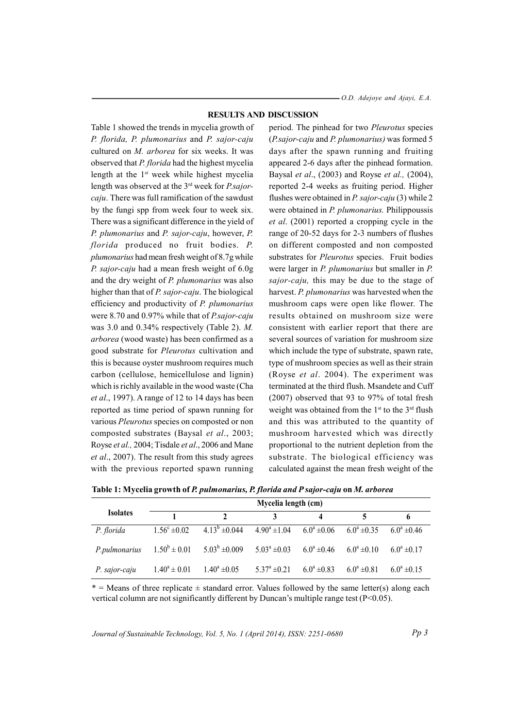## RESULTS AND DISCUSSION

Table 1 showed the trends in mycelia growth of *P. florida, P. plumonarius* and *P. sajor-caju* cultured on *M. arborea* for six weeks. It was observed that *P. florida* had the highest mycelia length at the 1st week while highest mycelia length was observed at the 3rd week for *P.sajor-caju*. There was full ramification of the sawdust by the fungi spp from week four to week six. There was a significant difference in the yield of *P. plumonarius* and *P. sajor-caju*, however, *P. florida* produced no fruit bodies. *P. plumonarius* had mean fresh weight of 8.7g while *P. sajor-caju* had a mean fresh weight of 6.0g and the dry weight of *P. plumonarius* was also higher than that of *P. sajor-caju*. The biological efficiency and productivity of *P. plumonarius* were 8.70 and 0.97% while that of *P.sajor-caju* was 3.0 and 0.34% respectively (Table 2). *M. arborea* (wood waste) has been confirmed as a good substrate for *Pleurotus* cultivation and this is because oyster mushroom requires much carbon (cellulose, hemicellulose and lignin) which is richly available in the wood waste (Cha *et al*., 1997). A range of 12 to 14 days has been reported as time period of spawn running for various *Pleurotus* species on composted or non composted substrates (Baysal *et al*., 2003; Royse *et al.,* 2004; Tisdale *et al*., 2006 and Mane *et al*., 2007). The result from this study agrees with the previous reported spawn running period. The pinhead for two *Pleurotus* species (*P.sajor-caju* and *P. plumonarius)* was formed 5 days after the spawn running and fruiting appeared 2-6 days after the pinhead formation. Baysal *et al*., (2003) and Royse *et al.,* (2004), reported 2-4 weeks as fruiting period. Higher flushes were obtained in *P. sajor-caju* (3) while 2 were obtained in *P. plumonarius.* Philippoussis *et al*. (2001) reported a cropping cycle in the range of 20-52 days for 2-3 numbers of flushes on different composted and non composted substrates for *Pleurotus* species. Fruit bodies were larger in *P. plumonarius* but smaller in *P. sajor-caju,* this may be due to the stage of harvest. *P. plumonarius* was harvested when the mushroom caps were open like flower. The results obtained on mushroom size were consistent with earlier report that there are several sources of variation for mushroom size which include the type of substrate, spawn rate, type of mushroom species as well as their strain (Royse *et al*. 2004). The experiment was terminated at the third flush. Msandete and Cuff (2007) observed that 93 to 97% of total fresh weight was obtained from the 1st to the 3rd flush and this was attributed to the quantity of mushroom harvested which was directly proportional to the nutrient depletion from the substrate. The biological efficiency was calculated against the mean fresh weight of the

**Table 1: Mycelia growth of *P. pulmonarius, P. florida and P sajor-caju* on *M. arborea***

| Isolates | Mycelia length (cm) | | | | | |
|---|---|---|---|---|---|---|
| | 1 | 2 | 3 | 4 | 5 | 6 |
| *P. florida* | $1.56^c \pm 0.02$ | $4.13^b \pm 0.044$ | $4.90^a \pm 1.04$ | $6.0^a \pm 0.06$ | $6.0^a \pm 0.35$ | $6.0^a \pm 0.46$ |
| *P.pulmonarius* | $1.50^b \pm 0.01$ | $5.03^b \pm 0.009$ | $5.03^a \pm 0.03$ | $6.0^a \pm 0.46$ | $6.0^a \pm 0.10$ | $6.0^a \pm 0.17$ |
| *P. sajor-caju* | $1.40^a \pm 0.01$ | $1.40^a \pm 0.05$ | $5.37^a \pm 0.21$ | $6.0^a \pm 0.83$ | $6.0^a \pm 0.81$ | $6.0^a \pm 0.15$ |

* = Means of three replicate ± standard error. Values followed by the same letter(s) along each vertical column are not significantly different by Duncan's multiple range test ($P<0.05$).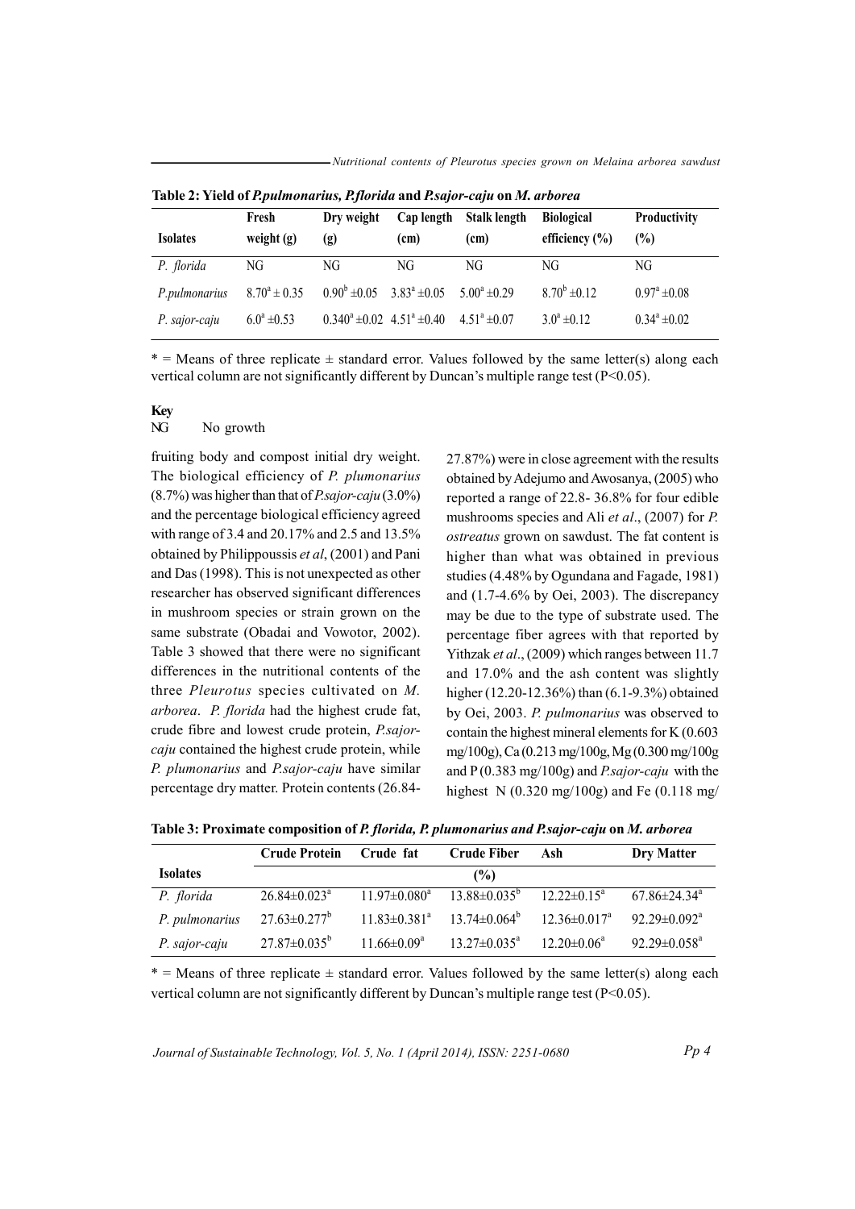**Table 2: Yield of *P.pulmonarius, P.florida* and *P.sajor-caju* on *M. arborea***

| Isolates | Fresh weight (g) | Dry weight (g) | Cap length (cm) | Stalk length (cm) | Biological efficiency (%) | Productivity (%) |
|---|---|---|---|---|---|---|
| *P. florida* | NG | NG | NG | NG | NG | NG |
| *P.pulmonarius* | $8.70^{a} \pm 0.35$ | $0.90^{b} \pm 0.05$ | $3.83^{a} \pm 0.05$ | $5.00^{a} \pm 0.29$ | $8.70^{b} \pm 0.12$ | $0.97^{a} \pm 0.08$ |
| *P. sajor-caju* | $6.0^{a} \pm 0.53$ | $0.340^{a} \pm 0.02$ | $4.51^{a} \pm 0.40$ | $4.51^{a} \pm 0.07$ | $3.0^{a} \pm 0.12$ | $0.34^{a} \pm 0.02$ |

* = Means of three replicate ± standard error. Values followed by the same letter(s) along each vertical column are not significantly different by Duncan's multiple range test (P<0.05).

**Key**

NG No growth

fruiting body and compost initial dry weight. The biological efficiency of *P. plumonarius* (8.7%) was higher than that of *P.sajor-caju* (3.0%) and the percentage biological efficiency agreed with range of 3.4 and 20.17% and 2.5 and 13.5% obtained by Philippoussis *et al*, (2001) and Pani and Das (1998). This is not unexpected as other researcher has observed significant differences in mushroom species or strain grown on the same substrate (Obadai and Vowotor, 2002). Table 3 showed that there were no significant differences in the nutritional contents of the three *Pleurotus* species cultivated on *M. arborea*. *P. florida* had the highest crude fat, crude fibre and lowest crude protein, *P.sajor-caju* contained the highest crude protein, while *P. plumonarius* and *P.sajor-caju* have similar percentage dry matter. Protein contents (26.84-27.87%) were in close agreement with the results obtained by Adejumo and Awosanya, (2005) who reported a range of 22.8- 36.8% for four edible mushrooms species and Ali *et al*., (2007) for *P. ostreatus* grown on sawdust. The fat content is higher than what was obtained in previous studies (4.48% by Ogundana and Fagade, 1981) and (1.7-4.6% by Oei, 2003). The discrepancy may be due to the type of substrate used. The percentage fiber agrees with that reported by Yithzak *et al*., (2009) which ranges between 11.7 and 17.0% and the ash content was slightly higher (12.20-12.36%) than (6.1-9.3%) obtained by Oei, 2003. *P. pulmonarius* was observed to contain the highest mineral elements for K (0.603 mg/100g), Ca (0.213 mg/100g, Mg (0.300 mg/100g and P (0.383 mg/100g) and *P.sajor-caju* with the highest N (0.320 mg/100g) and Fe (0.118 mg/

**Table 3: Proximate composition of *P. florida, P. plumonarius and P.sajor-caju* on *M. arborea***

| Isolates | Crude Protein | Crude fat | Crude Fiber | Ash | Dry Matter |
|---|---|---|---|---|---|
| | (%) | | | | |
| *P. florida* | $26.84 \pm 0.023^{a}$ | $11.97 \pm 0.080^{a}$ | $13.88 \pm 0.035^{b}$ | $12.22 \pm 0.15^{a}$ | $67.86 \pm 24.34^{a}$ |
| *P. pulmonarius* | $27.63 \pm 0.277^{b}$ | $11.83 \pm 0.381^{a}$ | $13.74 \pm 0.064^{b}$ | $12.36 \pm 0.017^{a}$ | $92.29 \pm 0.092^{a}$ |
| *P. sajor-caju* | $27.87 \pm 0.035^{b}$ | $11.66 \pm 0.09^{a}$ | $13.27 \pm 0.035^{a}$ | $12.20 \pm 0.06^{a}$ | $92.29 \pm 0.058^{a}$ |

* = Means of three replicate ± standard error. Values followed by the same letter(s) along each vertical column are not significantly different by Duncan's multiple range test (P<0.05).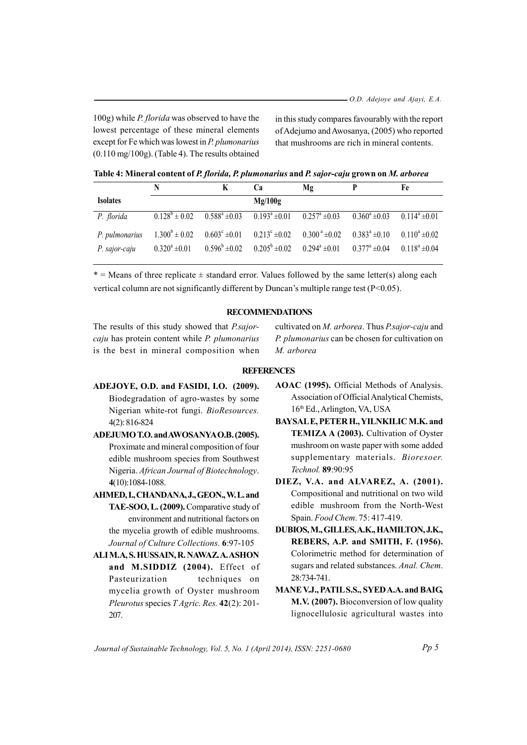100g) while *P. florida* was observed to have the lowest percentage of these mineral elements except for Fe which was lowest in *P. plumonarius* (0.110 mg/100g). (Table 4). The results obtained in this study compares favourably with the report of Adejumo and Awosanya, (2005) who reported that mushrooms are rich in mineral contents.

**Table 4: Mineral content of *P. florida, P. plumonarius* and *P. sajor-caju* grown on *M. arborea***

| | N | K | Ca | Mg | P | Fe |
|---|---|---|---|---|---|---|
| **Isolates** | | | Mg/100g | | | |
| *P. florida* | $0.128^{b} \pm 0.02$ | $0.588^{a} \pm 0.03$ | $0.193^{a} \pm 0.01$ | $0.257^{a} \pm 0.03$ | $0.360^{a} \pm 0.03$ | $0.114^{a} \pm 0.01$ |
| *P. pulmonarius* | $1.300^{b} \pm 0.02$ | $0.603^{c} \pm 0.01$ | $0.213^{c} \pm 0.02$ | $0.300^{a} \pm 0.02$ | $0.383^{a} \pm 0.10$ | $0.110^{a} \pm 0.02$ |
| *P. sajor-caju* | $0.320^{a} \pm 0.01$ | $0.596^{b} \pm 0.02$ | $0.205^{b} \pm 0.02$ | $0.294^{a} \pm 0.01$ | $0.377^{a} \pm 0.04$ | $0.118^{a} \pm 0.04$ |

* = Means of three replicate ± standard error. Values followed by the same letter(s) along each vertical column are not significantly different by Duncan's multiple range test ($P<0.05$).

## RECOMMENDATIONS

The results of this study showed that *P.sajor-caju* has protein content while *P. plumonarius* is the best in mineral composition when cultivated on *M. arborea*. Thus *P.sajor-caju* and *P. plumonarius* can be chosen for cultivation on *M. arborea*

## REFERENCES

**ADEJOYE, O.D. and FASIDI, I.O. (2009).** Biodegradation of agro-wastes by some Nigerian white-rot fungi. *BioResources.* 4(2): 816-824

**ADEJUMO T.O. and AWOSANYA O.B. (2005).** Proximate and mineral composition of four edible mushroom species from Southwest Nigeria. *African Journal of Biotechnology*. **4**(10):1084-1088.

**AHMED, I., CHANDANA, J., GEON., W. L. and TAE-SOO, L. (2009).** Comparative study of environment and nutritional factors on the mycelia growth of edible mushrooms. *Journal of Culture Collections*. **6**:97-105

**ALI M.A, S. HUSSAIN, R. NAWAZ. A. ASHON and M.SIDDIZ (2004).** Effect of Pasteurization techniques on mycelia growth of Oyster mushroom *Pleurotus* species *T Agric. Res.* **42**(2): 201-207.

**AOAC (1995).** Official Methods of Analysis. Association of Official Analytical Chemists, 16th Ed., Arlington, VA, USA

**BAYSAL E, PETER H., YILNKILIC M.K. and TEMIZA A (2003).** Cultivation of Oyster mushroom on waste paper with some added supplementary materials. *Bioresoer. Technol.* **89**:90:95

**DIEZ, V.A. and ALVAREZ, A. (2001).** Compositional and nutritional on two wild edible mushroom from the North-West Spain. *Food Chem*. 75: 417-419.

**DUBIOS, M., GILLES, A.K., HAMILTON, J.K., REBERS, A.P. and SMITH, F. (1956).** Colorimetric method for determination of sugars and related substances. *Anal. Chem*. 28:734-741.

**MANE V.J., PATIL S.S., SYED A.A. and BAIG, M.V. (2007).** Bioconversion of low quality lignocellulosic agricultural wastes into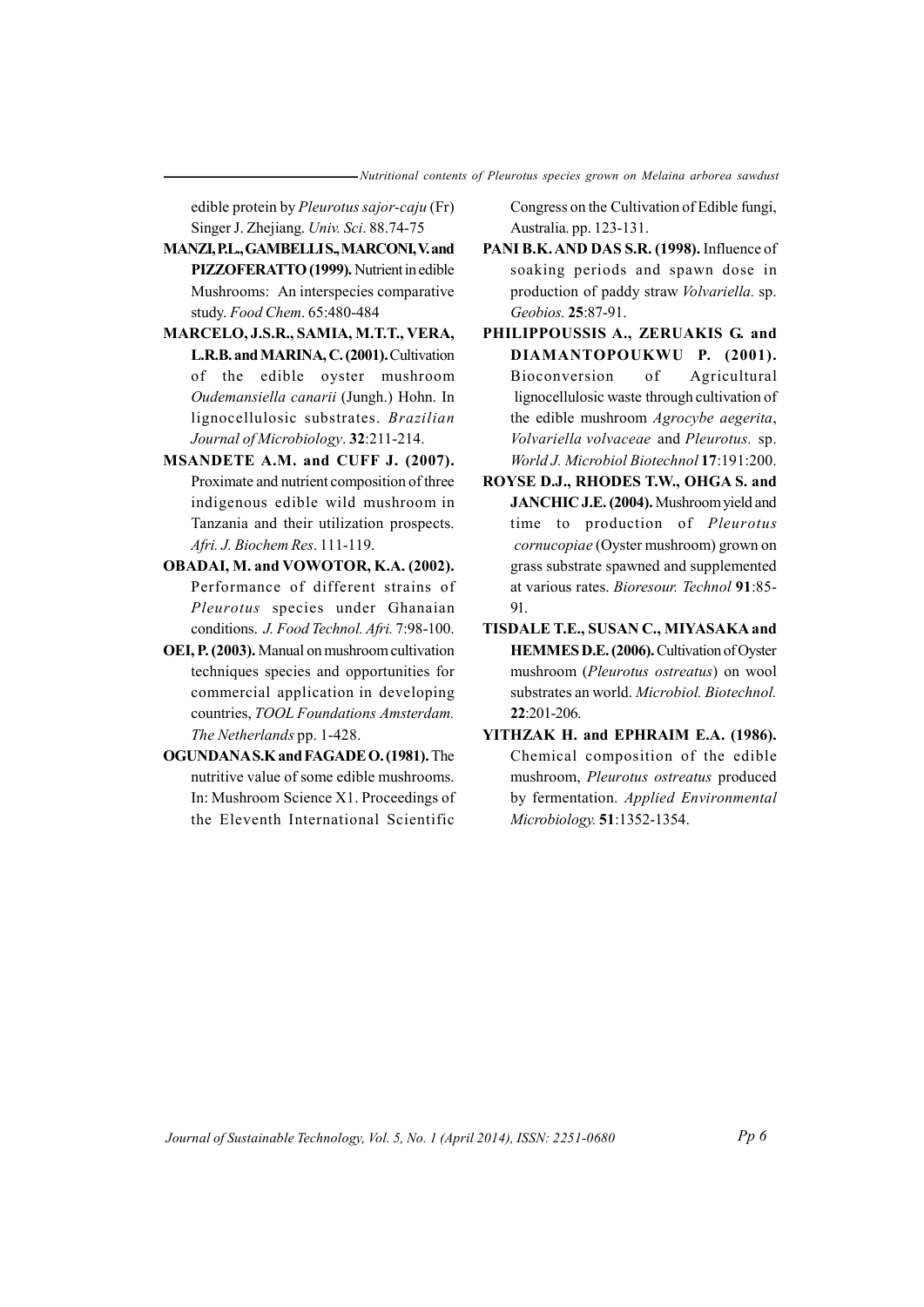edible protein by *Pleurotus sajor-caju* (Fr) Singer J. Zhejiang. *Univ. Sci*. 88.74-75

**MANZI, P.L., GAMBELLI S., MARCONI, V. and PIZZOFERATTO (1999).** Nutrient in edible Mushrooms: An interspecies comparative study. *Food Chem*. 65:480-484

**MARCELO, J.S.R., SAMIA, M.T.T., VERA, L.R.B. and MARINA, C. (2001).** Cultivation of the edible oyster mushroom *Oudemansiella canarii* (Jungh.) Hohn. In lignocellulosic substrates. *Brazilian Journal of Microbiology*. **32**:211-214.

**MSANDETE A.M. and CUFF J. (2007).** Proximate and nutrient composition of three indigenous edible wild mushroom in Tanzania and their utilization prospects. *Afri. J. Biochem Res*. 111-119.

**OBADAI, M. and VOWOTOR, K.A. (2002).** Performance of different strains of *Pleurotus* species under Ghanaian conditions. *J. Food Technol. Afri.* 7:98-100.

**OEI, P. (2003).** Manual on mushroom cultivation techniques species and opportunities for commercial application in developing countries, *TOOL Foundations Amsterdam. The Netherlands* pp. 1-428.

**OGUNDANA S.K and FAGADE O. (1981).** The nutritive value of some edible mushrooms. In: Mushroom Science X1. Proceedings of the Eleventh International Scientific Congress on the Cultivation of Edible fungi, Australia. pp. 123-131.

**PANI B.K. AND DAS S.R. (1998).** Influence of soaking periods and spawn dose in production of paddy straw *Volvariella.* sp. *Geobios.* **25**:87-91.

**PHILIPPOUSSIS A., ZERUAKIS G. and DIAMANTOPOUKWU P. (2001).** Bioconversion of Agricultural lignocellulosic waste through cultivation of the edible mushroom *Agrocybe aegerita*, *Volvariella volvaceae* and *Pleurotus.* sp. *World J. Microbiol Biotechnol* **17**:191:200.

**ROYSE D.J., RHODES T.W., OHGA S. and JANCHIC J.E. (2004).** Mushroom yield and time to production of *Pleurotus cornucopiae* (Oyster mushroom) grown on grass substrate spawned and supplemented at various rates. *Bioresour. Technol* **91**:85-91.

**TISDALE T.E., SUSAN C., MIYASAKA and HEMMES D.E. (2006).** Cultivation of Oyster mushroom (*Pleurotus ostreatus*) on wool substrates an world. *Microbiol. Biotechnol.* **22**:201-206.

**YITHZAK H. and EPHRAIM E.A. (1986).** Chemical composition of the edible mushroom, *Pleurotus ostreatus* produced by fermentation. *Applied Environmental Microbiology.* **51**:1352-1354.